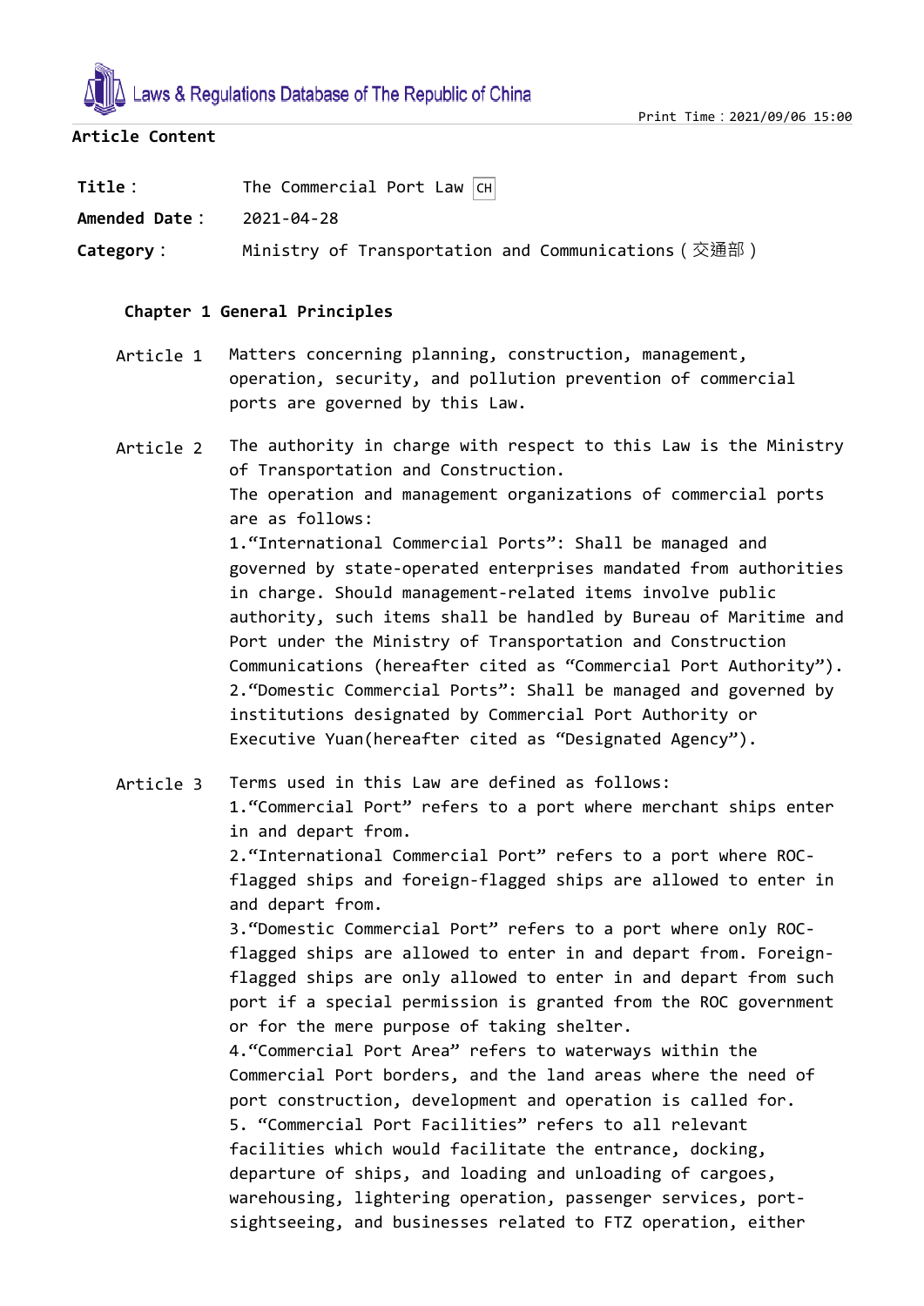**Article Content**

**Title：** The Commercial Port Law CH

**Amended Date：** 2021-04-28

**Category：** Ministry of Transportation and Communications（交通部）

### Chapter 1 General Principles

**Article 1** Matters concerning planning, construction, management, operation, security, and pollution prevention of commercial ports are governed by this Law.

**Article 2** The authority in charge with respect to this Law is the Ministry of Transportation and Construction.

The operation and management organizations of commercial ports are as follows:

1.“International Commercial Ports”: Shall be managed and governed by state-operated enterprises mandated from authorities in charge. Should management-related items involve public authority, such items shall be handled by Bureau of Maritime and Port under the Ministry of Transportation and Construction Communications (hereafter cited as “Commercial Port Authority”).

2.“Domestic Commercial Ports”: Shall be managed and governed by institutions designated by Commercial Port Authority or Executive Yuan(hereafter cited as “Designated Agency”).

**Article 3** Terms used in this Law are defined as follows:

1.“Commercial Port” refers to a port where merchant ships enter in and depart from.

2.“International Commercial Port” refers to a port where ROC-flagged ships and foreign-flagged ships are allowed to enter in and depart from.

3.“Domestic Commercial Port” refers to a port where only ROC-flagged ships are allowed to enter in and depart from. Foreign-flagged ships are only allowed to enter in and depart from such port if a special permission is granted from the ROC government or for the mere purpose of taking shelter.

4.“Commercial Port Area” refers to waterways within the Commercial Port borders, and the land areas where the need of port construction, development and operation is called for.

5. “Commercial Port Facilities” refers to all relevant facilities which would facilitate the entrance, docking, departure of ships, and loading and unloading of cargoes, warehousing, lightering operation, passenger services, port-sightseeing, and businesses related to FTZ operation, either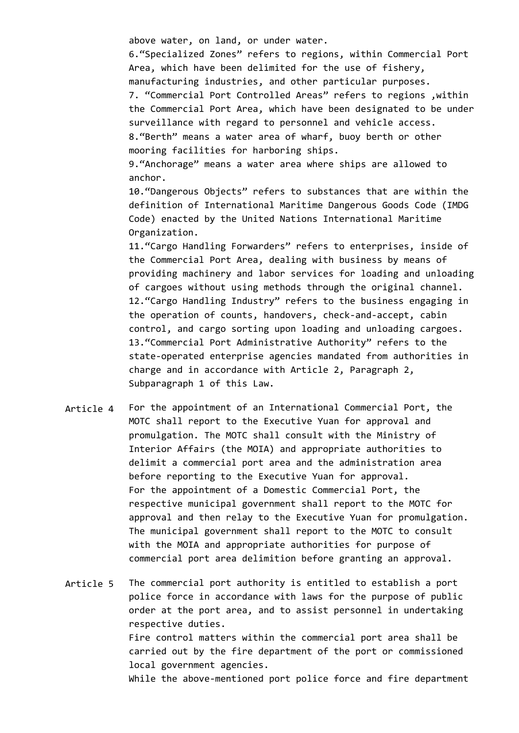above water, on land, or under water.

6.“Specialized Zones” refers to regions, within Commercial Port Area, which have been delimited for the use of fishery, manufacturing industries, and other particular purposes.

7. “Commercial Port Controlled Areas” refers to regions ,within the Commercial Port Area, which have been designated to be under surveillance with regard to personnel and vehicle access.

8.“Berth” means a water area of wharf, buoy berth or other mooring facilities for harboring ships.

9.“Anchorage” means a water area where ships are allowed to anchor.

10.“Dangerous Objects” refers to substances that are within the definition of International Maritime Dangerous Goods Code (IMDG Code) enacted by the United Nations International Maritime Organization.

11.“Cargo Handling Forwarders” refers to enterprises, inside of the Commercial Port Area, dealing with business by means of providing machinery and labor services for loading and unloading of cargoes without using methods through the original channel.

12.“Cargo Handling Industry” refers to the business engaging in the operation of counts, handovers, check-and-accept, cabin control, and cargo sorting upon loading and unloading cargoes.

13.“Commercial Port Administrative Authority” refers to the state-operated enterprise agencies mandated from authorities in charge and in accordance with Article 2, Paragraph 2, Subparagraph 1 of this Law.

Article 4 For the appointment of an International Commercial Port, the MOTC shall report to the Executive Yuan for approval and promulgation. The MOTC shall consult with the Ministry of Interior Affairs (the MOIA) and appropriate authorities to delimit a commercial port area and the administration area before reporting to the Executive Yuan for approval.

For the appointment of a Domestic Commercial Port, the respective municipal government shall report to the MOTC for approval and then relay to the Executive Yuan for promulgation. The municipal government shall report to the MOTC to consult with the MOIA and appropriate authorities for purpose of commercial port area delimition before granting an approval.

Article 5 The commercial port authority is entitled to establish a port police force in accordance with laws for the purpose of public order at the port area, and to assist personnel in undertaking respective duties.

Fire control matters within the commercial port area shall be carried out by the fire department of the port or commissioned local government agencies.

While the above-mentioned port police force and fire department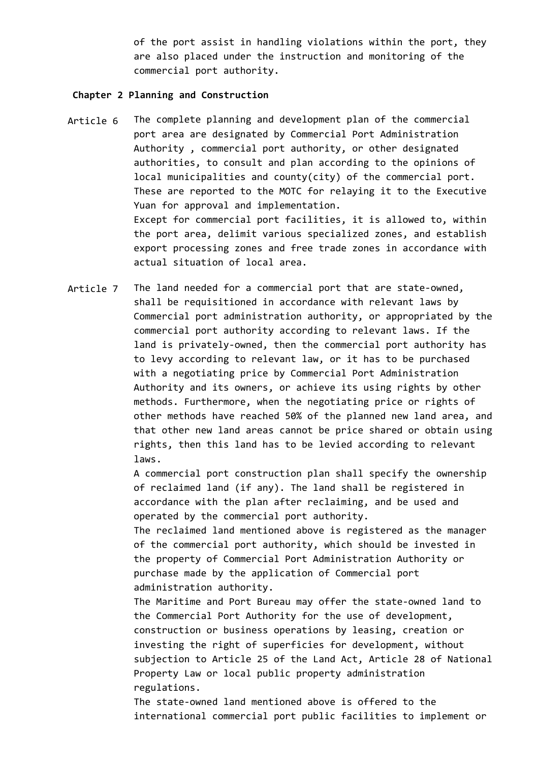of the port assist in handling violations within the port, they are also placed under the instruction and monitoring of the commercial port authority.

**Chapter 2 Planning and Construction**

Article 6 The complete planning and development plan of the commercial port area are designated by Commercial Port Administration Authority , commercial port authority, or other designated authorities, to consult and plan according to the opinions of local municipalities and county(city) of the commercial port. These are reported to the MOTC for relaying it to the Executive Yuan for approval and implementation.
Except for commercial port facilities, it is allowed to, within the port area, delimit various specialized zones, and establish export processing zones and free trade zones in accordance with actual situation of local area.

Article 7 The land needed for a commercial port that are state-owned, shall be requisitioned in accordance with relevant laws by Commercial port administration authority, or appropriated by the commercial port authority according to relevant laws. If the land is privately-owned, then the commercial port authority has to levy according to relevant law, or it has to be purchased with a negotiating price by Commercial Port Administration Authority and its owners, or achieve its using rights by other methods. Furthermore, when the negotiating price or rights of other methods have reached 50% of the planned new land area, and that other new land areas cannot be price shared or obtain using rights, then this land has to be levied according to relevant laws.
A commercial port construction plan shall specify the ownership of reclaimed land (if any). The land shall be registered in accordance with the plan after reclaiming, and be used and operated by the commercial port authority.
The reclaimed land mentioned above is registered as the manager of the commercial port authority, which should be invested in the property of Commercial Port Administration Authority or purchase made by the application of Commercial port administration authority.
The Maritime and Port Bureau may offer the state-owned land to the Commercial Port Authority for the use of development, construction or business operations by leasing, creation or investing the right of superficies for development, without subjection to Article 25 of the Land Act, Article 28 of National Property Law or local public property administration regulations.
The state-owned land mentioned above is offered to the international commercial port public facilities to implement or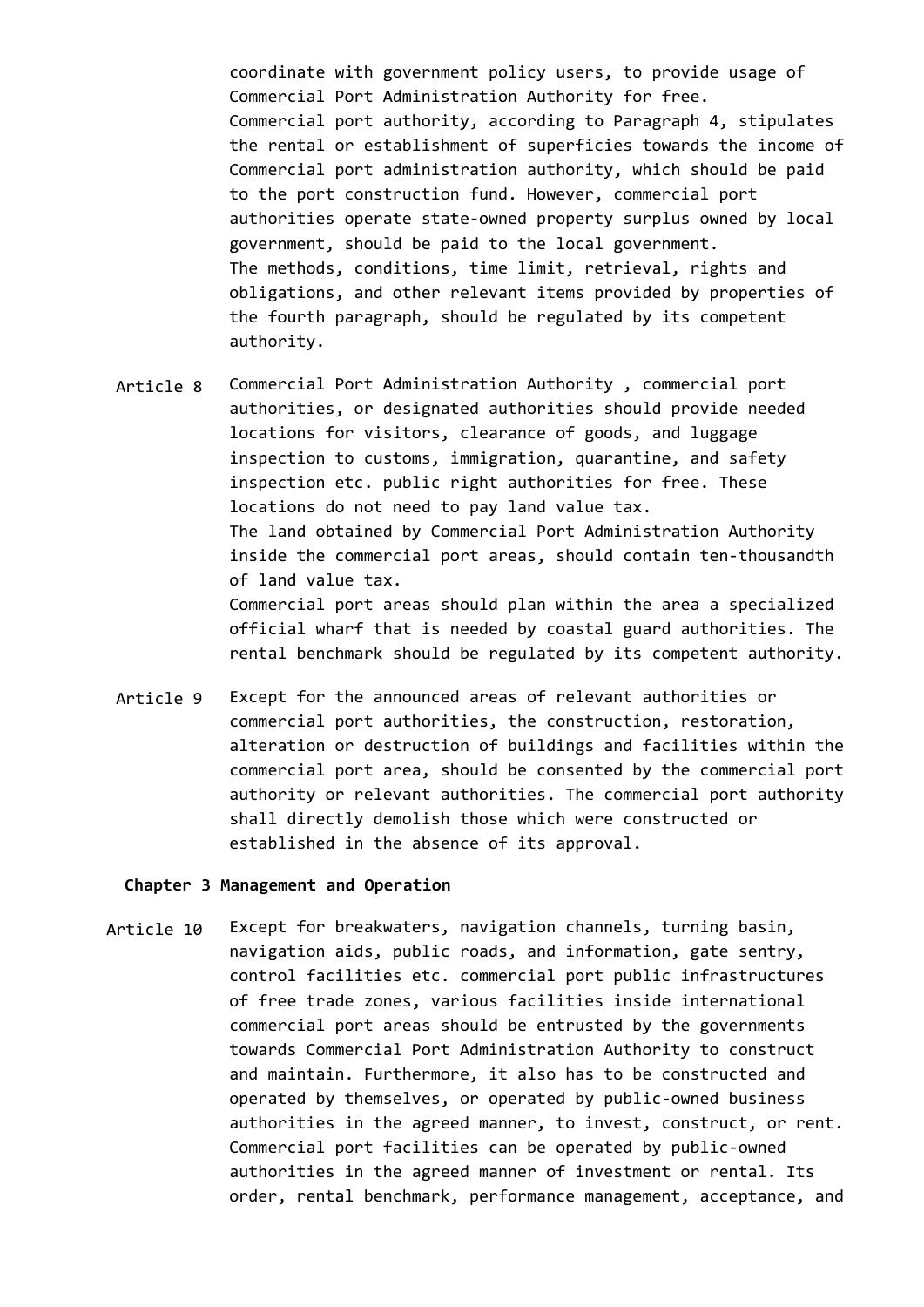coordinate with government policy users, to provide usage of Commercial Port Administration Authority for free.

Commercial port authority, according to Paragraph 4, stipulates the rental or establishment of superficies towards the income of Commercial port administration authority, which should be paid to the port construction fund. However, commercial port authorities operate state-owned property surplus owned by local government, should be paid to the local government.

The methods, conditions, time limit, retrieval, rights and obligations, and other relevant items provided by properties of the fourth paragraph, should be regulated by its competent authority.

Article 8 Commercial Port Administration Authority , commercial port authorities, or designated authorities should provide needed locations for visitors, clearance of goods, and luggage inspection to customs, immigration, quarantine, and safety inspection etc. public right authorities for free. These locations do not need to pay land value tax.

The land obtained by Commercial Port Administration Authority inside the commercial port areas, should contain ten-thousandth of land value tax.

Commercial port areas should plan within the area a specialized official wharf that is needed by coastal guard authorities. The rental benchmark should be regulated by its competent authority.

Article 9 Except for the announced areas of relevant authorities or commercial port authorities, the construction, restoration, alteration or destruction of buildings and facilities within the commercial port area, should be consented by the commercial port authority or relevant authorities. The commercial port authority shall directly demolish those which were constructed or established in the absence of its approval.

## Chapter 3 Management and Operation

Article 10 Except for breakwaters, navigation channels, turning basin, navigation aids, public roads, and information, gate sentry, control facilities etc. commercial port public infrastructures of free trade zones, various facilities inside international commercial port areas should be entrusted by the governments towards Commercial Port Administration Authority to construct and maintain. Furthermore, it also has to be constructed and operated by themselves, or operated by public-owned business authorities in the agreed manner, to invest, construct, or rent.

Commercial port facilities can be operated by public-owned authorities in the agreed manner of investment or rental. Its order, rental benchmark, performance management, acceptance, and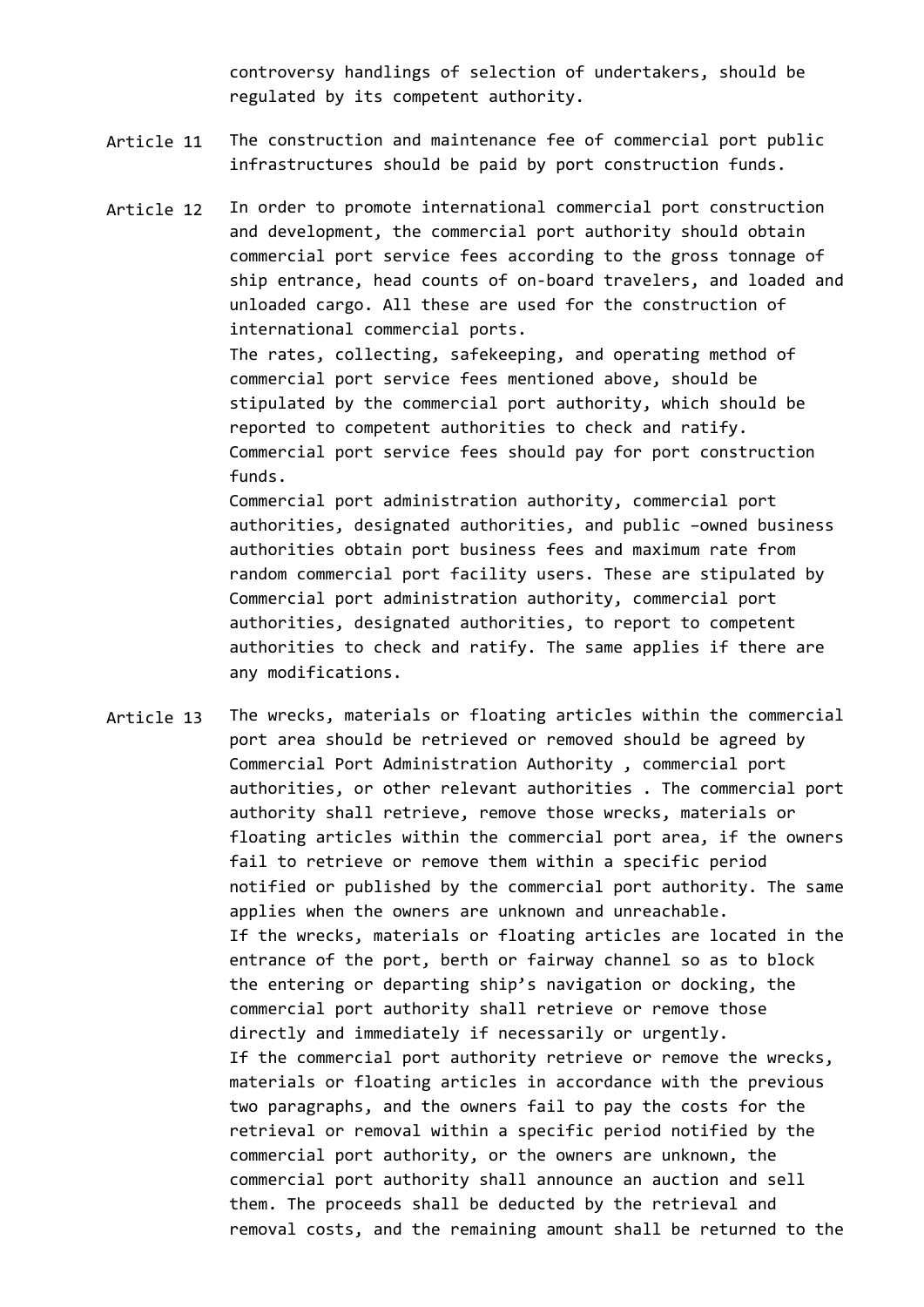controversy handlings of selection of undertakers, should be regulated by its competent authority.

Article 11 The construction and maintenance fee of commercial port public infrastructures should be paid by port construction funds.

Article 12 In order to promote international commercial port construction and development, the commercial port authority should obtain commercial port service fees according to the gross tonnage of ship entrance, head counts of on-board travelers, and loaded and unloaded cargo. All these are used for the construction of international commercial ports.

The rates, collecting, safekeeping, and operating method of commercial port service fees mentioned above, should be stipulated by the commercial port authority, which should be reported to competent authorities to check and ratify.

Commercial port service fees should pay for port construction funds.

Commercial port administration authority, commercial port authorities, designated authorities, and public –owned business authorities obtain port business fees and maximum rate from random commercial port facility users. These are stipulated by Commercial port administration authority, commercial port authorities, designated authorities, to report to competent authorities to check and ratify. The same applies if there are any modifications.

Article 13 The wrecks, materials or floating articles within the commercial port area should be retrieved or removed should be agreed by Commercial Port Administration Authority , commercial port authorities, or other relevant authorities . The commercial port authority shall retrieve, remove those wrecks, materials or floating articles within the commercial port area, if the owners fail to retrieve or remove them within a specific period notified or published by the commercial port authority. The same applies when the owners are unknown and unreachable.

If the wrecks, materials or floating articles are located in the entrance of the port, berth or fairway channel so as to block the entering or departing ship's navigation or docking, the commercial port authority shall retrieve or remove those directly and immediately if necessarily or urgently.

If the commercial port authority retrieve or remove the wrecks, materials or floating articles in accordance with the previous two paragraphs, and the owners fail to pay the costs for the retrieval or removal within a specific period notified by the commercial port authority, or the owners are unknown, the commercial port authority shall announce an auction and sell them. The proceeds shall be deducted by the retrieval and removal costs, and the remaining amount shall be returned to the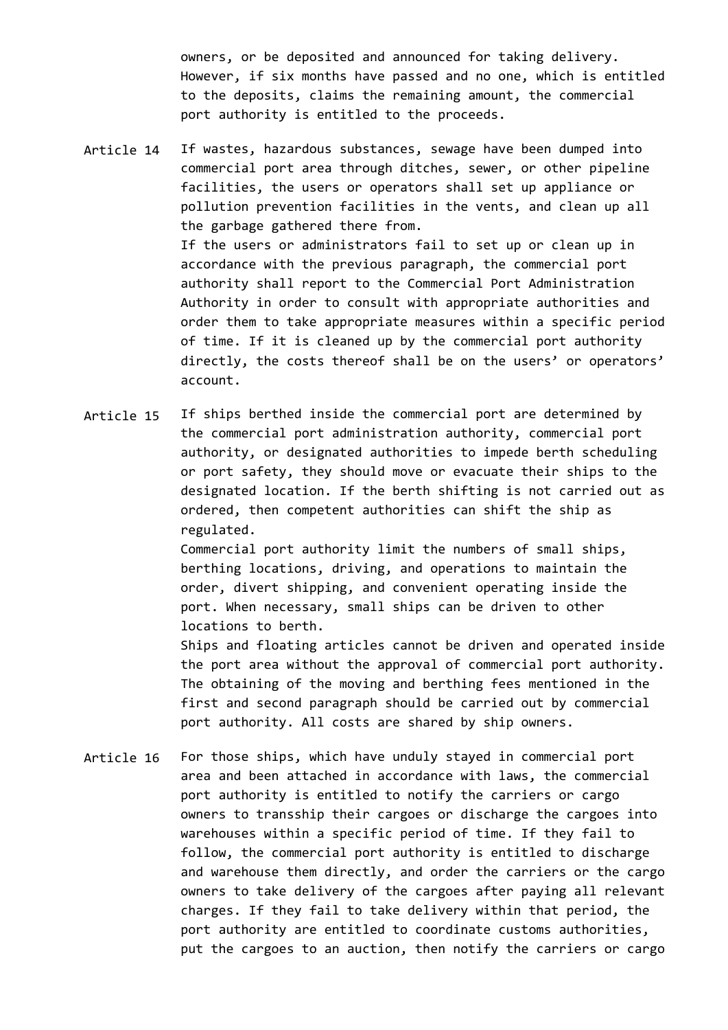owners, or be deposited and announced for taking delivery. However, if six months have passed and no one, which is entitled to the deposits, claims the remaining amount, the commercial port authority is entitled to the proceeds.

Article 14 If wastes, hazardous substances, sewage have been dumped into commercial port area through ditches, sewer, or other pipeline facilities, the users or operators shall set up appliance or pollution prevention facilities in the vents, and clean up all the garbage gathered there from.

If the users or administrators fail to set up or clean up in accordance with the previous paragraph, the commercial port authority shall report to the Commercial Port Administration Authority in order to consult with appropriate authorities and order them to take appropriate measures within a specific period of time. If it is cleaned up by the commercial port authority directly, the costs thereof shall be on the users' or operators' account.

Article 15 If ships berthed inside the commercial port are determined by the commercial port administration authority, commercial port authority, or designated authorities to impede berth scheduling or port safety, they should move or evacuate their ships to the designated location. If the berth shifting is not carried out as ordered, then competent authorities can shift the ship as regulated.

Commercial port authority limit the numbers of small ships, berthing locations, driving, and operations to maintain the order, divert shipping, and convenient operating inside the port. When necessary, small ships can be driven to other locations to berth.

Ships and floating articles cannot be driven and operated inside the port area without the approval of commercial port authority. The obtaining of the moving and berthing fees mentioned in the first and second paragraph should be carried out by commercial port authority. All costs are shared by ship owners.

Article 16 For those ships, which have unduly stayed in commercial port area and been attached in accordance with laws, the commercial port authority is entitled to notify the carriers or cargo owners to transship their cargoes or discharge the cargoes into warehouses within a specific period of time. If they fail to follow, the commercial port authority is entitled to discharge and warehouse them directly, and order the carriers or the cargo owners to take delivery of the cargoes after paying all relevant charges. If they fail to take delivery within that period, the port authority are entitled to coordinate customs authorities, put the cargoes to an auction, then notify the carriers or cargo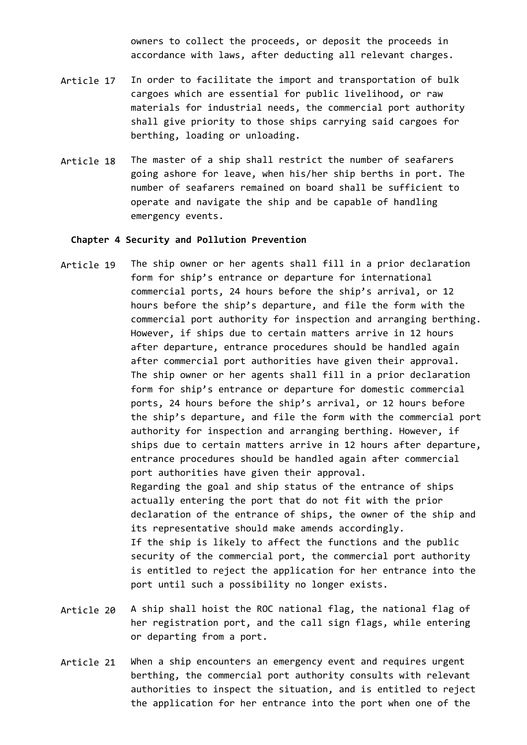owners to collect the proceeds, or deposit the proceeds in accordance with laws, after deducting all relevant charges.

Article 17 In order to facilitate the import and transportation of bulk cargoes which are essential for public livelihood, or raw materials for industrial needs, the commercial port authority shall give priority to those ships carrying said cargoes for berthing, loading or unloading.

Article 18 The master of a ship shall restrict the number of seafarers going ashore for leave, when his/her ship berths in port. The number of seafarers remained on board shall be sufficient to operate and navigate the ship and be capable of handling emergency events.

**Chapter 4 Security and Pollution Prevention**

Article 19 The ship owner or her agents shall fill in a prior declaration form for ship's entrance or departure for international commercial ports, 24 hours before the ship's arrival, or 12 hours before the ship's departure, and file the form with the commercial port authority for inspection and arranging berthing. However, if ships due to certain matters arrive in 12 hours after departure, entrance procedures should be handled again after commercial port authorities have given their approval.
The ship owner or her agents shall fill in a prior declaration form for ship's entrance or departure for domestic commercial ports, 24 hours before the ship's arrival, or 12 hours before the ship's departure, and file the form with the commercial port authority for inspection and arranging berthing. However, if ships due to certain matters arrive in 12 hours after departure, entrance procedures should be handled again after commercial port authorities have given their approval.
Regarding the goal and ship status of the entrance of ships actually entering the port that do not fit with the prior declaration of the entrance of ships, the owner of the ship and its representative should make amends accordingly.
If the ship is likely to affect the functions and the public security of the commercial port, the commercial port authority is entitled to reject the application for her entrance into the port until such a possibility no longer exists.

Article 20 A ship shall hoist the ROC national flag, the national flag of her registration port, and the call sign flags, while entering or departing from a port.

Article 21 When a ship encounters an emergency event and requires urgent berthing, the commercial port authority consults with relevant authorities to inspect the situation, and is entitled to reject the application for her entrance into the port when one of the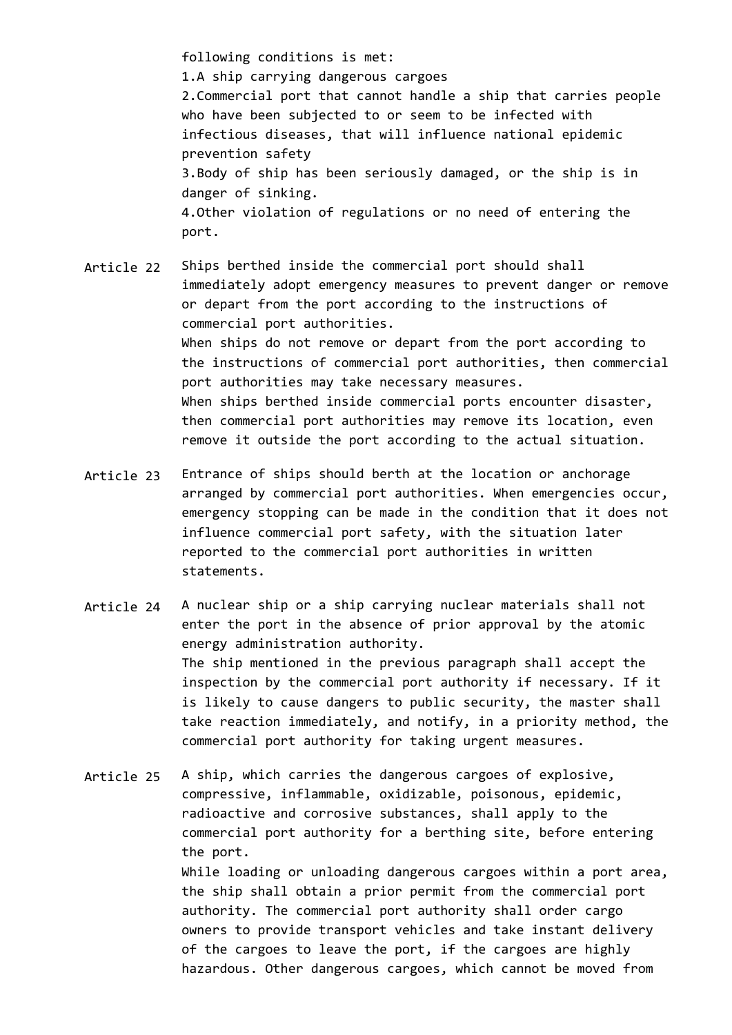following conditions is met:
1.A ship carrying dangerous cargoes
2.Commercial port that cannot handle a ship that carries people who have been subjected to or seem to be infected with infectious diseases, that will influence national epidemic prevention safety
3.Body of ship has been seriously damaged, or the ship is in danger of sinking.
4.Other violation of regulations or no need of entering the port.

**Article 22** Ships berthed inside the commercial port should shall immediately adopt emergency measures to prevent danger or remove or depart from the port according to the instructions of commercial port authorities.
When ships do not remove or depart from the port according to the instructions of commercial port authorities, then commercial port authorities may take necessary measures.
When ships berthed inside commercial ports encounter disaster, then commercial port authorities may remove its location, even remove it outside the port according to the actual situation.

**Article 23** Entrance of ships should berth at the location or anchorage arranged by commercial port authorities. When emergencies occur, emergency stopping can be made in the condition that it does not influence commercial port safety, with the situation later reported to the commercial port authorities in written statements.

**Article 24** A nuclear ship or a ship carrying nuclear materials shall not enter the port in the absence of prior approval by the atomic energy administration authority.
The ship mentioned in the previous paragraph shall accept the inspection by the commercial port authority if necessary. If it is likely to cause dangers to public security, the master shall take reaction immediately, and notify, in a priority method, the commercial port authority for taking urgent measures.

**Article 25** A ship, which carries the dangerous cargoes of explosive, compressive, inflammable, oxidizable, poisonous, epidemic, radioactive and corrosive substances, shall apply to the commercial port authority for a berthing site, before entering the port.
While loading or unloading dangerous cargoes within a port area, the ship shall obtain a prior permit from the commercial port authority. The commercial port authority shall order cargo owners to provide transport vehicles and take instant delivery of the cargoes to leave the port, if the cargoes are highly hazardous. Other dangerous cargoes, which cannot be moved from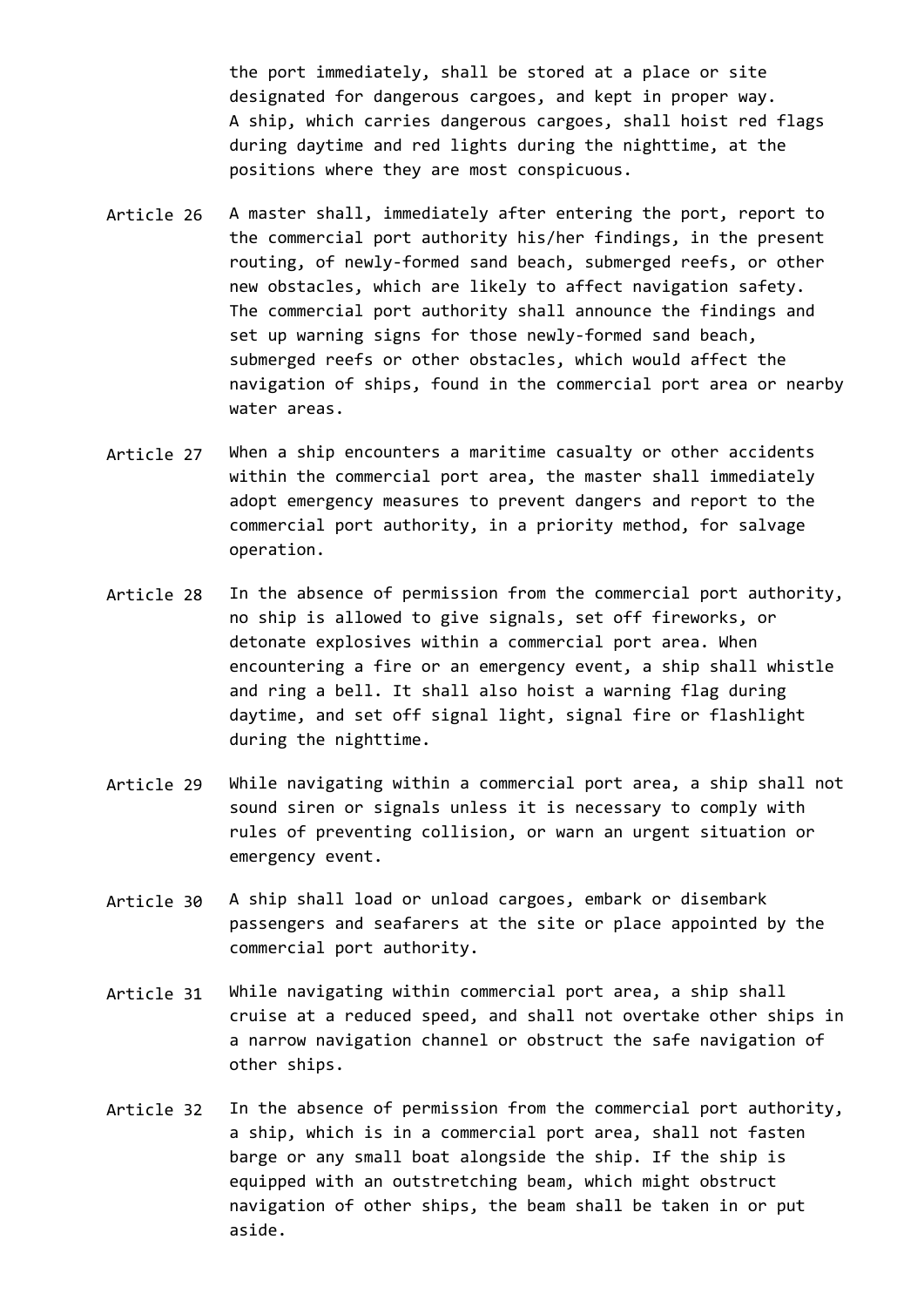the port immediately, shall be stored at a place or site designated for dangerous cargoes, and kept in proper way. A ship, which carries dangerous cargoes, shall hoist red flags during daytime and red lights during the nighttime, at the positions where they are most conspicuous.

**Article 26** A master shall, immediately after entering the port, report to the commercial port authority his/her findings, in the present routing, of newly-formed sand beach, submerged reefs, or other new obstacles, which are likely to affect navigation safety. The commercial port authority shall announce the findings and set up warning signs for those newly-formed sand beach, submerged reefs or other obstacles, which would affect the navigation of ships, found in the commercial port area or nearby water areas.

**Article 27** When a ship encounters a maritime casualty or other accidents within the commercial port area, the master shall immediately adopt emergency measures to prevent dangers and report to the commercial port authority, in a priority method, for salvage operation.

**Article 28** In the absence of permission from the commercial port authority, no ship is allowed to give signals, set off fireworks, or detonate explosives within a commercial port area. When encountering a fire or an emergency event, a ship shall whistle and ring a bell. It shall also hoist a warning flag during daytime, and set off signal light, signal fire or flashlight during the nighttime.

**Article 29** While navigating within a commercial port area, a ship shall not sound siren or signals unless it is necessary to comply with rules of preventing collision, or warn an urgent situation or emergency event.

**Article 30** A ship shall load or unload cargoes, embark or disembark passengers and seafarers at the site or place appointed by the commercial port authority.

**Article 31** While navigating within commercial port area, a ship shall cruise at a reduced speed, and shall not overtake other ships in a narrow navigation channel or obstruct the safe navigation of other ships.

**Article 32** In the absence of permission from the commercial port authority, a ship, which is in a commercial port area, shall not fasten barge or any small boat alongside the ship. If the ship is equipped with an outstretching beam, which might obstruct navigation of other ships, the beam shall be taken in or put aside.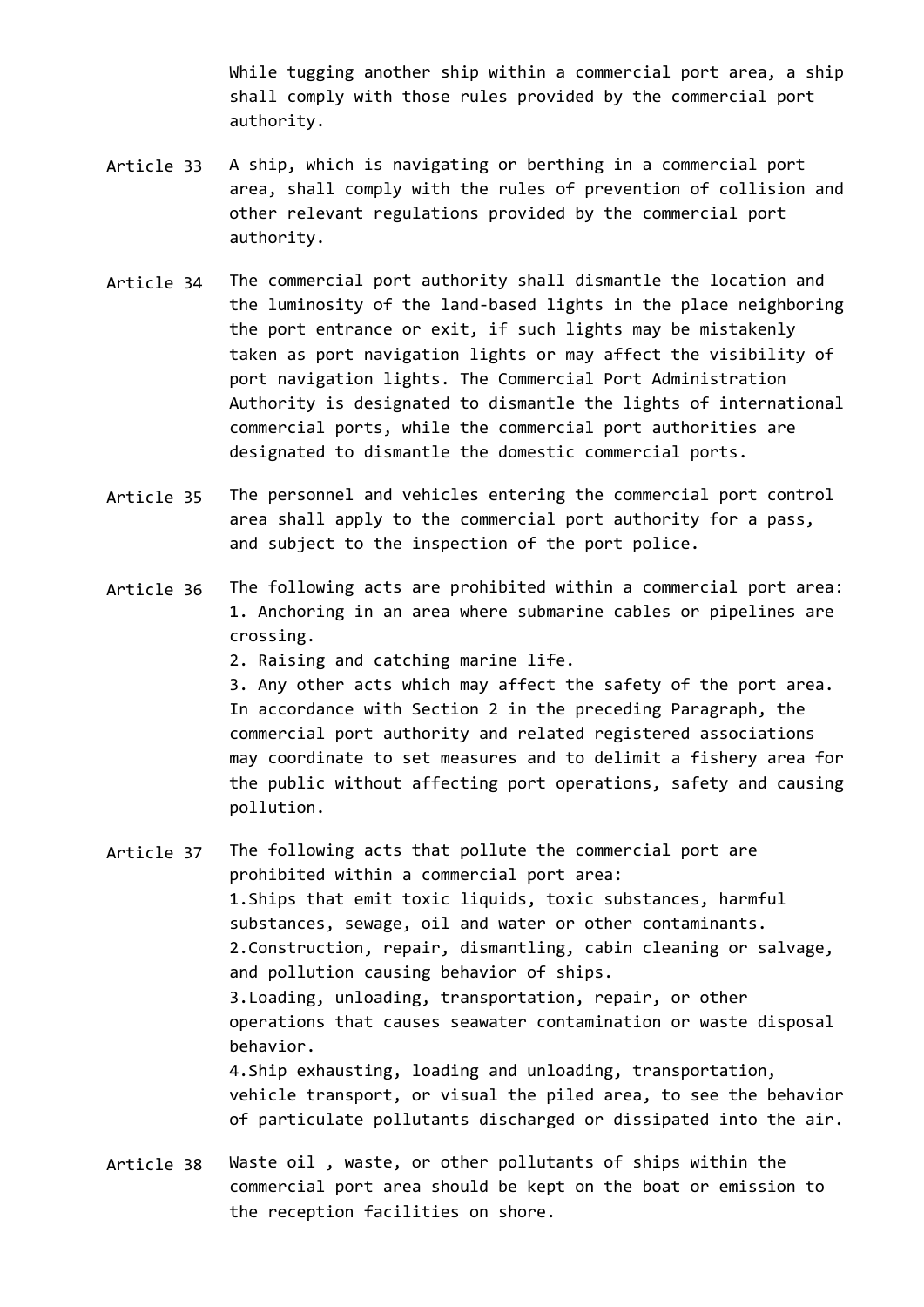While tugging another ship within a commercial port area, a ship shall comply with those rules provided by the commercial port authority.

Article 33 A ship, which is navigating or berthing in a commercial port area, shall comply with the rules of prevention of collision and other relevant regulations provided by the commercial port authority.

Article 34 The commercial port authority shall dismantle the location and the luminosity of the land-based lights in the place neighboring the port entrance or exit, if such lights may be mistakenly taken as port navigation lights or may affect the visibility of port navigation lights. The Commercial Port Administration Authority is designated to dismantle the lights of international commercial ports, while the commercial port authorities are designated to dismantle the domestic commercial ports.

Article 35 The personnel and vehicles entering the commercial port control area shall apply to the commercial port authority for a pass, and subject to the inspection of the port police.

Article 36 The following acts are prohibited within a commercial port area:
1. Anchoring in an area where submarine cables or pipelines are crossing.
2. Raising and catching marine life.
3. Any other acts which may affect the safety of the port area.
In accordance with Section 2 in the preceding Paragraph, the commercial port authority and related registered associations may coordinate to set measures and to delimit a fishery area for the public without affecting port operations, safety and causing pollution.

Article 37 The following acts that pollute the commercial port are prohibited within a commercial port area:
1.Ships that emit toxic liquids, toxic substances, harmful substances, sewage, oil and water or other contaminants.
2.Construction, repair, dismantling, cabin cleaning or salvage, and pollution causing behavior of ships.
3.Loading, unloading, transportation, repair, or other operations that causes seawater contamination or waste disposal behavior.
4.Ship exhausting, loading and unloading, transportation, vehicle transport, or visual the piled area, to see the behavior of particulate pollutants discharged or dissipated into the air.

Article 38 Waste oil , waste, or other pollutants of ships within the commercial port area should be kept on the boat or emission to the reception facilities on shore.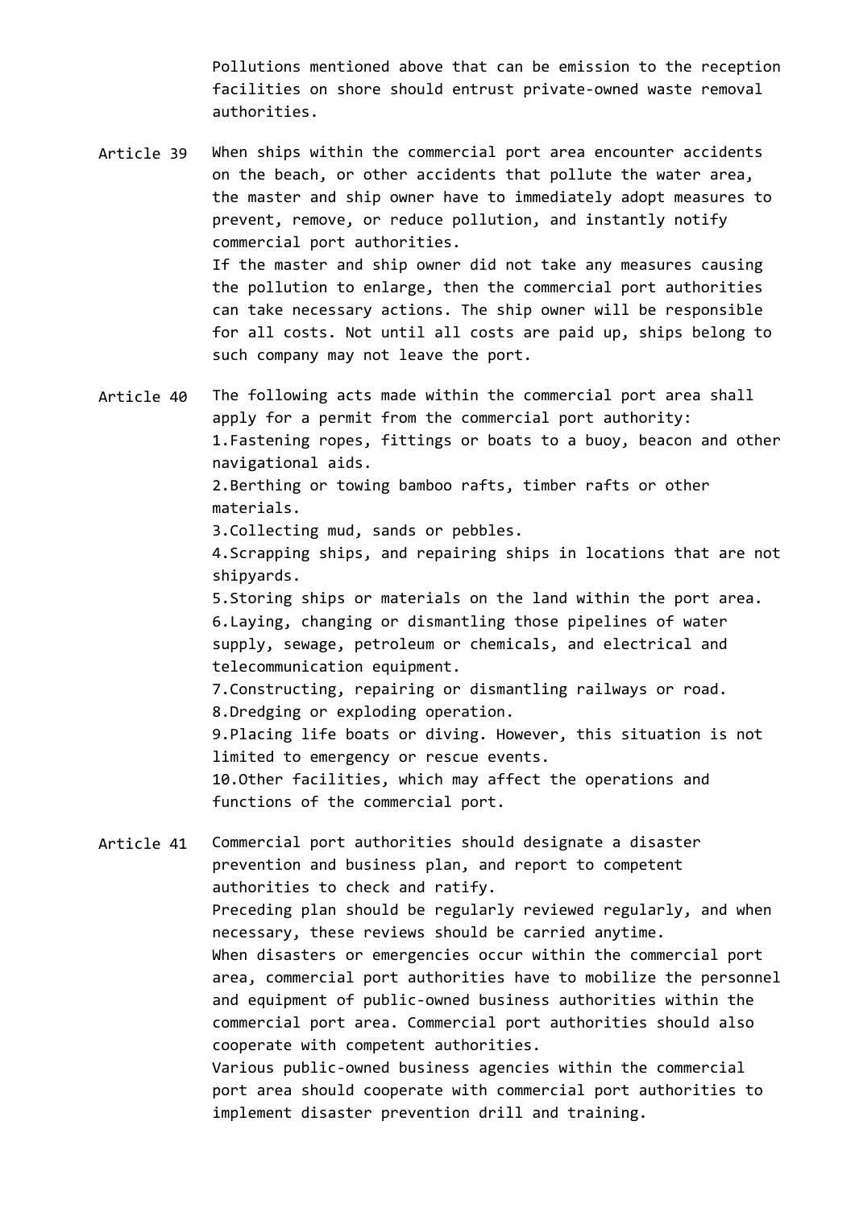Pollutions mentioned above that can be emission to the reception facilities on shore should entrust private-owned waste removal authorities.

**Article 39** When ships within the commercial port area encounter accidents on the beach, or other accidents that pollute the water area, the master and ship owner have to immediately adopt measures to prevent, remove, or reduce pollution, and instantly notify commercial port authorities.

If the master and ship owner did not take any measures causing the pollution to enlarge, then the commercial port authorities can take necessary actions. The ship owner will be responsible for all costs. Not until all costs are paid up, ships belong to such company may not leave the port.

**Article 40** The following acts made within the commercial port area shall apply for a permit from the commercial port authority:

1. Fastening ropes, fittings or boats to a buoy, beacon and other navigational aids.
2. Berthing or towing bamboo rafts, timber rafts or other materials.
3. Collecting mud, sands or pebbles.
4. Scrapping ships, and repairing ships in locations that are not shipyards.
5. Storing ships or materials on the land within the port area.
6. Laying, changing or dismantling those pipelines of water supply, sewage, petroleum or chemicals, and electrical and telecommunication equipment.
7. Constructing, repairing or dismantling railways or road.
8. Dredging or exploding operation.
9. Placing life boats or diving. However, this situation is not limited to emergency or rescue events.
10. Other facilities, which may affect the operations and functions of the commercial port.

**Article 41** Commercial port authorities should designate a disaster prevention and business plan, and report to competent authorities to check and ratify.

Preceding plan should be regularly reviewed regularly, and when necessary, these reviews should be carried anytime.

When disasters or emergencies occur within the commercial port area, commercial port authorities have to mobilize the personnel and equipment of public-owned business authorities within the commercial port area. Commercial port authorities should also cooperate with competent authorities.

Various public-owned business agencies within the commercial port area should cooperate with commercial port authorities to implement disaster prevention drill and training.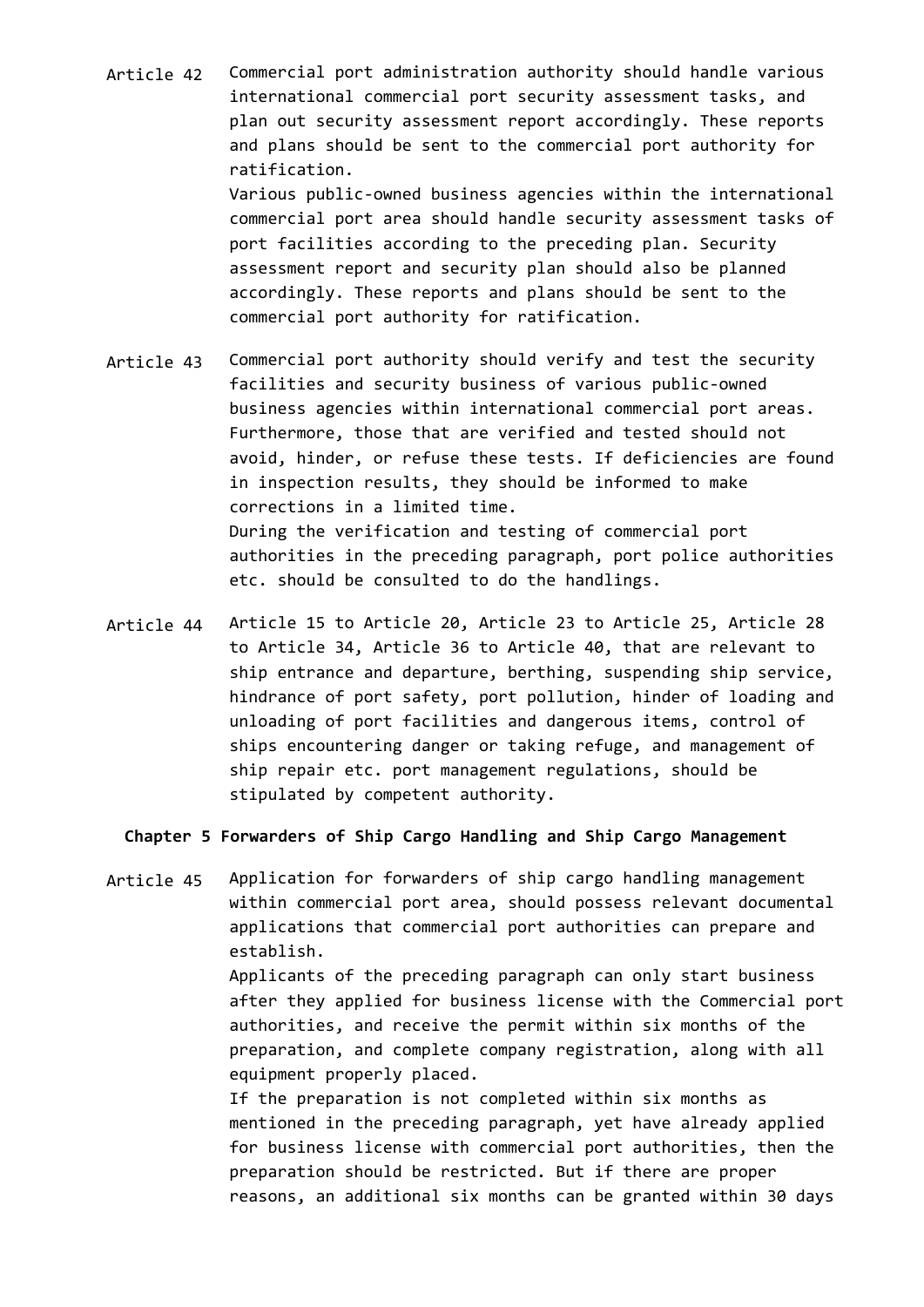**Article 42** Commercial port administration authority should handle various international commercial port security assessment tasks, and plan out security assessment report accordingly. These reports and plans should be sent to the commercial port authority for ratification.

Various public-owned business agencies within the international commercial port area should handle security assessment tasks of port facilities according to the preceding plan. Security assessment report and security plan should also be planned accordingly. These reports and plans should be sent to the commercial port authority for ratification.

**Article 43** Commercial port authority should verify and test the security facilities and security business of various public-owned business agencies within international commercial port areas. Furthermore, those that are verified and tested should not avoid, hinder, or refuse these tests. If deficiencies are found in inspection results, they should be informed to make corrections in a limited time.

During the verification and testing of commercial port authorities in the preceding paragraph, port police authorities etc. should be consulted to do the handlings.

**Article 44** Article 15 to Article 20, Article 23 to Article 25, Article 28 to Article 34, Article 36 to Article 40, that are relevant to ship entrance and departure, berthing, suspending ship service, hindrance of port safety, port pollution, hinder of loading and unloading of port facilities and dangerous items, control of ships encountering danger or taking refuge, and management of ship repair etc. port management regulations, should be stipulated by competent authority.

## Chapter 5 Forwarders of Ship Cargo Handling and Ship Cargo Management

**Article 45** Application for forwarders of ship cargo handling management within commercial port area, should possess relevant documental applications that commercial port authorities can prepare and establish.

Applicants of the preceding paragraph can only start business after they applied for business license with the Commercial port authorities, and receive the permit within six months of the preparation, and complete company registration, along with all equipment properly placed.

If the preparation is not completed within six months as mentioned in the preceding paragraph, yet have already applied for business license with commercial port authorities, then the preparation should be restricted. But if there are proper reasons, an additional six months can be granted within 30 days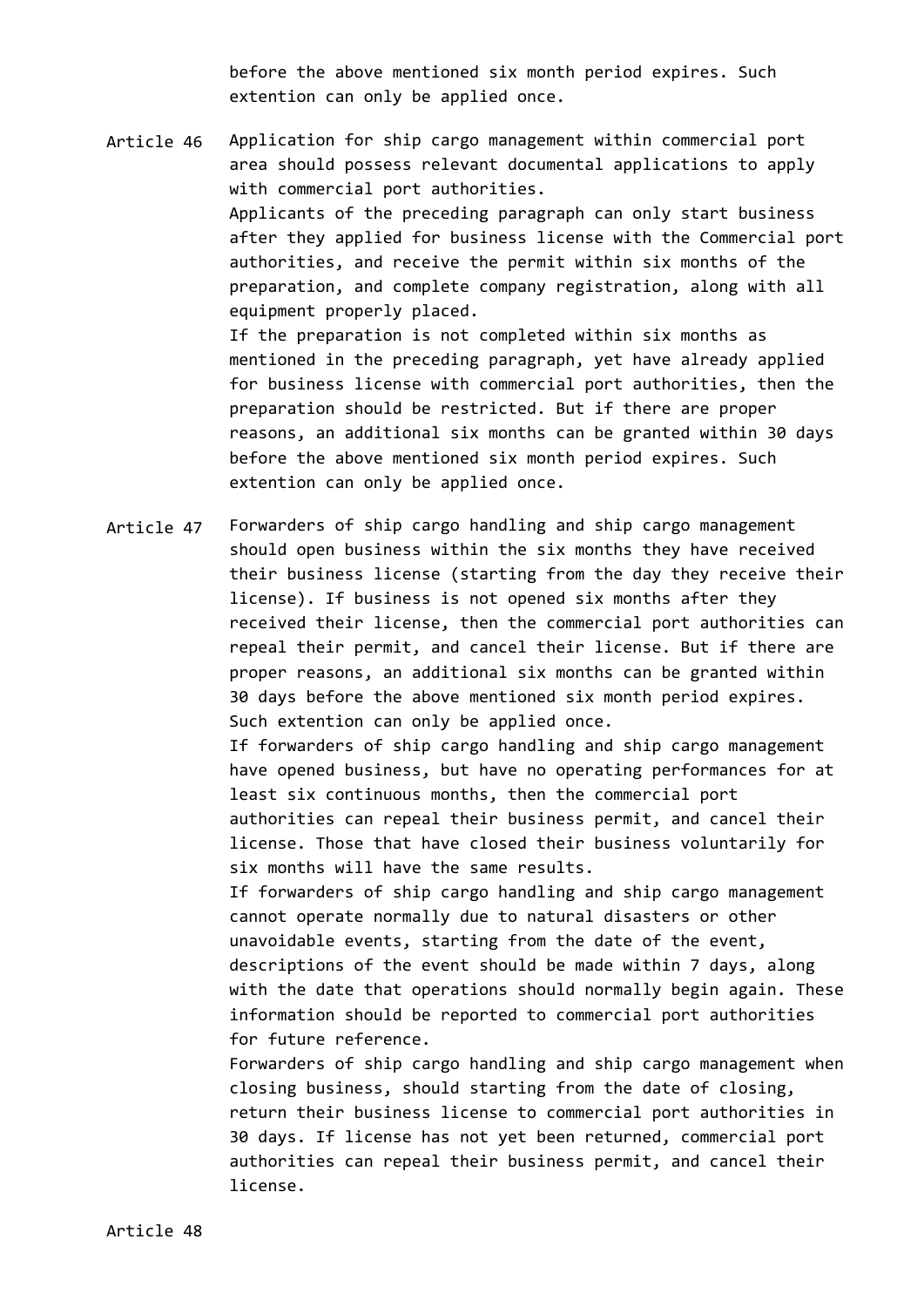before the above mentioned six month period expires. Such extention can only be applied once.

Article 46 Application for ship cargo management within commercial port area should possess relevant documental applications to apply with commercial port authorities.

Applicants of the preceding paragraph can only start business after they applied for business license with the Commercial port authorities, and receive the permit within six months of the preparation, and complete company registration, along with all equipment properly placed.

If the preparation is not completed within six months as mentioned in the preceding paragraph, yet have already applied for business license with commercial port authorities, then the preparation should be restricted. But if there are proper reasons, an additional six months can be granted within 30 days before the above mentioned six month period expires. Such extention can only be applied once.

Article 47 Forwarders of ship cargo handling and ship cargo management should open business within the six months they have received their business license (starting from the day they receive their license). If business is not opened six months after they received their license, then the commercial port authorities can repeal their permit, and cancel their license. But if there are proper reasons, an additional six months can be granted within 30 days before the above mentioned six month period expires. Such extention can only be applied once.

If forwarders of ship cargo handling and ship cargo management have opened business, but have no operating performances for at least six continuous months, then the commercial port authorities can repeal their business permit, and cancel their license. Those that have closed their business voluntarily for six months will have the same results.

If forwarders of ship cargo handling and ship cargo management cannot operate normally due to natural disasters or other unavoidable events, starting from the date of the event, descriptions of the event should be made within 7 days, along with the date that operations should normally begin again. These information should be reported to commercial port authorities for future reference.

Forwarders of ship cargo handling and ship cargo management when closing business, should starting from the date of closing, return their business license to commercial port authorities in 30 days. If license has not yet been returned, commercial port authorities can repeal their business permit, and cancel their license.

Article 48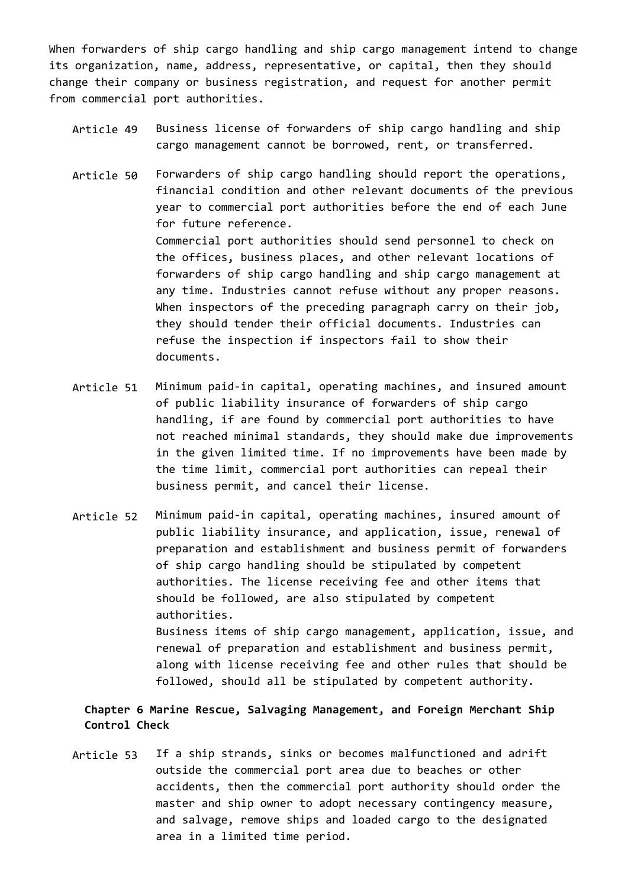When forwarders of ship cargo handling and ship cargo management intend to change its organization, name, address, representative, or capital, then they should change their company or business registration, and request for another permit from commercial port authorities.

Article 49 Business license of forwarders of ship cargo handling and ship cargo management cannot be borrowed, rent, or transferred.

Article 50 Forwarders of ship cargo handling should report the operations, financial condition and other relevant documents of the previous year to commercial port authorities before the end of each June for future reference.
Commercial port authorities should send personnel to check on the offices, business places, and other relevant locations of forwarders of ship cargo handling and ship cargo management at any time. Industries cannot refuse without any proper reasons.
When inspectors of the preceding paragraph carry on their job, they should tender their official documents. Industries can refuse the inspection if inspectors fail to show their documents.

Article 51 Minimum paid-in capital, operating machines, and insured amount of public liability insurance of forwarders of ship cargo handling, if are found by commercial port authorities to have not reached minimal standards, they should make due improvements in the given limited time. If no improvements have been made by the time limit, commercial port authorities can repeal their business permit, and cancel their license.

Article 52 Minimum paid-in capital, operating machines, insured amount of public liability insurance, and application, issue, renewal of preparation and establishment and business permit of forwarders of ship cargo handling should be stipulated by competent authorities. The license receiving fee and other items that should be followed, are also stipulated by competent authorities.
Business items of ship cargo management, application, issue, and renewal of preparation and establishment and business permit, along with license receiving fee and other rules that should be followed, should all be stipulated by competent authority.

## Chapter 6 Marine Rescue, Salvaging Management, and Foreign Merchant Ship Control Check

Article 53 If a ship strands, sinks or becomes malfunctioned and adrift outside the commercial port area due to beaches or other accidents, then the commercial port authority should order the master and ship owner to adopt necessary contingency measure, and salvage, remove ships and loaded cargo to the designated area in a limited time period.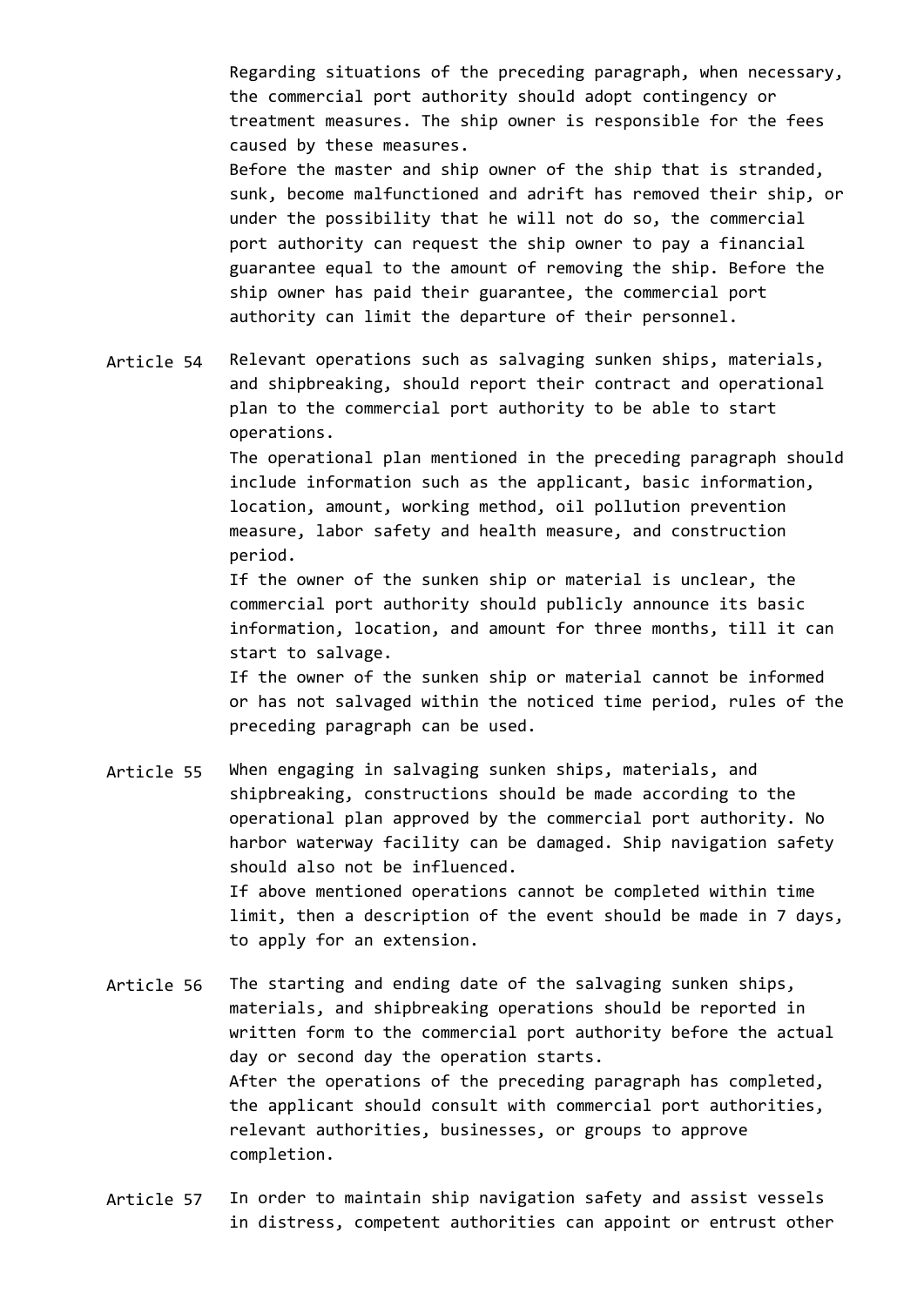Regarding situations of the preceding paragraph, when necessary, the commercial port authority should adopt contingency or treatment measures. The ship owner is responsible for the fees caused by these measures.

Before the master and ship owner of the ship that is stranded, sunk, become malfunctioned and adrift has removed their ship, or under the possibility that he will not do so, the commercial port authority can request the ship owner to pay a financial guarantee equal to the amount of removing the ship. Before the ship owner has paid their guarantee, the commercial port authority can limit the departure of their personnel.

**Article 54** Relevant operations such as salvaging sunken ships, materials, and shipbreaking, should report their contract and operational plan to the commercial port authority to be able to start operations.

The operational plan mentioned in the preceding paragraph should include information such as the applicant, basic information, location, amount, working method, oil pollution prevention measure, labor safety and health measure, and construction period.

If the owner of the sunken ship or material is unclear, the commercial port authority should publicly announce its basic information, location, and amount for three months, till it can start to salvage.

If the owner of the sunken ship or material cannot be informed or has not salvaged within the noticed time period, rules of the preceding paragraph can be used.

**Article 55** When engaging in salvaging sunken ships, materials, and shipbreaking, constructions should be made according to the operational plan approved by the commercial port authority. No harbor waterway facility can be damaged. Ship navigation safety should also not be influenced.

If above mentioned operations cannot be completed within time limit, then a description of the event should be made in 7 days, to apply for an extension.

**Article 56** The starting and ending date of the salvaging sunken ships, materials, and shipbreaking operations should be reported in written form to the commercial port authority before the actual day or second day the operation starts.

After the operations of the preceding paragraph has completed, the applicant should consult with commercial port authorities, relevant authorities, businesses, or groups to approve completion.

**Article 57** In order to maintain ship navigation safety and assist vessels in distress, competent authorities can appoint or entrust other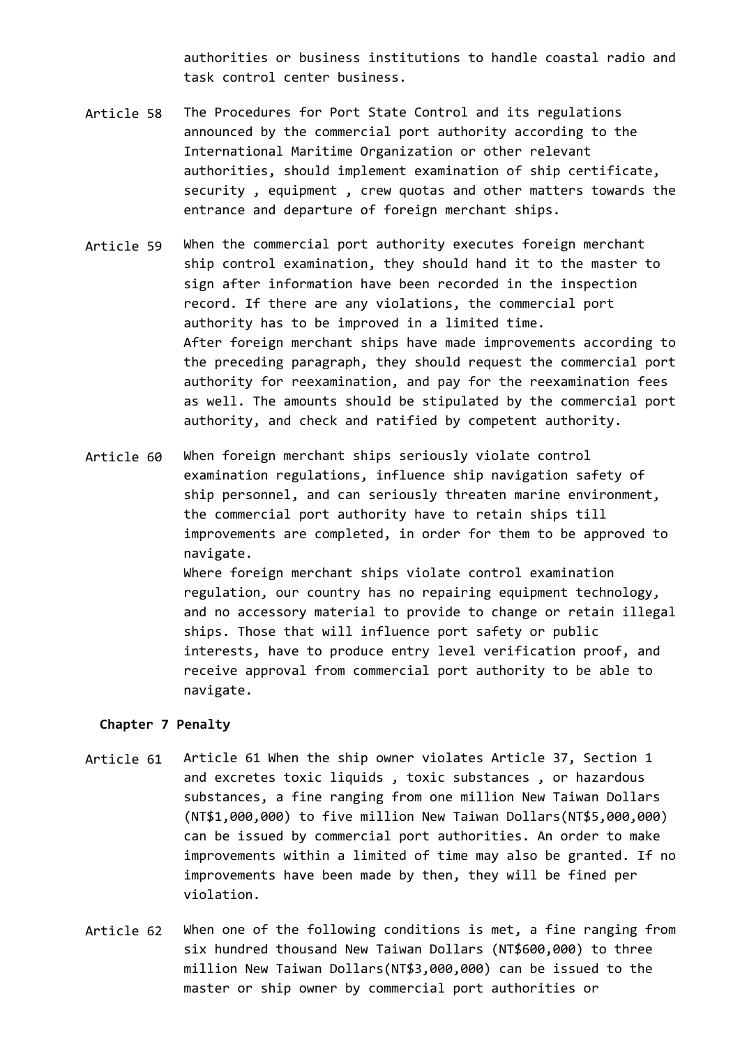authorities or business institutions to handle coastal radio and task control center business.

Article 58 The Procedures for Port State Control and its regulations announced by the commercial port authority according to the International Maritime Organization or other relevant authorities, should implement examination of ship certificate, security , equipment , crew quotas and other matters towards the entrance and departure of foreign merchant ships.

Article 59 When the commercial port authority executes foreign merchant ship control examination, they should hand it to the master to sign after information have been recorded in the inspection record. If there are any violations, the commercial port authority has to be improved in a limited time.
After foreign merchant ships have made improvements according to the preceding paragraph, they should request the commercial port authority for reexamination, and pay for the reexamination fees as well. The amounts should be stipulated by the commercial port authority, and check and ratified by competent authority.

Article 60 When foreign merchant ships seriously violate control examination regulations, influence ship navigation safety of ship personnel, and can seriously threaten marine environment, the commercial port authority have to retain ships till improvements are completed, in order for them to be approved to navigate.
Where foreign merchant ships violate control examination regulation, our country has no repairing equipment technology, and no accessory material to provide to change or retain illegal ships. Those that will influence port safety or public interests, have to produce entry level verification proof, and receive approval from commercial port authority to be able to navigate.

**Chapter 7 Penalty**

Article 61 Article 61 When the ship owner violates Article 37, Section 1 and excretes toxic liquids , toxic substances , or hazardous substances, a fine ranging from one million New Taiwan Dollars (NT$1,000,000) to five million New Taiwan Dollars(NT$5,000,000) can be issued by commercial port authorities. An order to make improvements within a limited of time may also be granted. If no improvements have been made by then, they will be fined per violation.

Article 62 When one of the following conditions is met, a fine ranging from six hundred thousand New Taiwan Dollars (NT$600,000) to three million New Taiwan Dollars(NT$3,000,000) can be issued to the master or ship owner by commercial port authorities or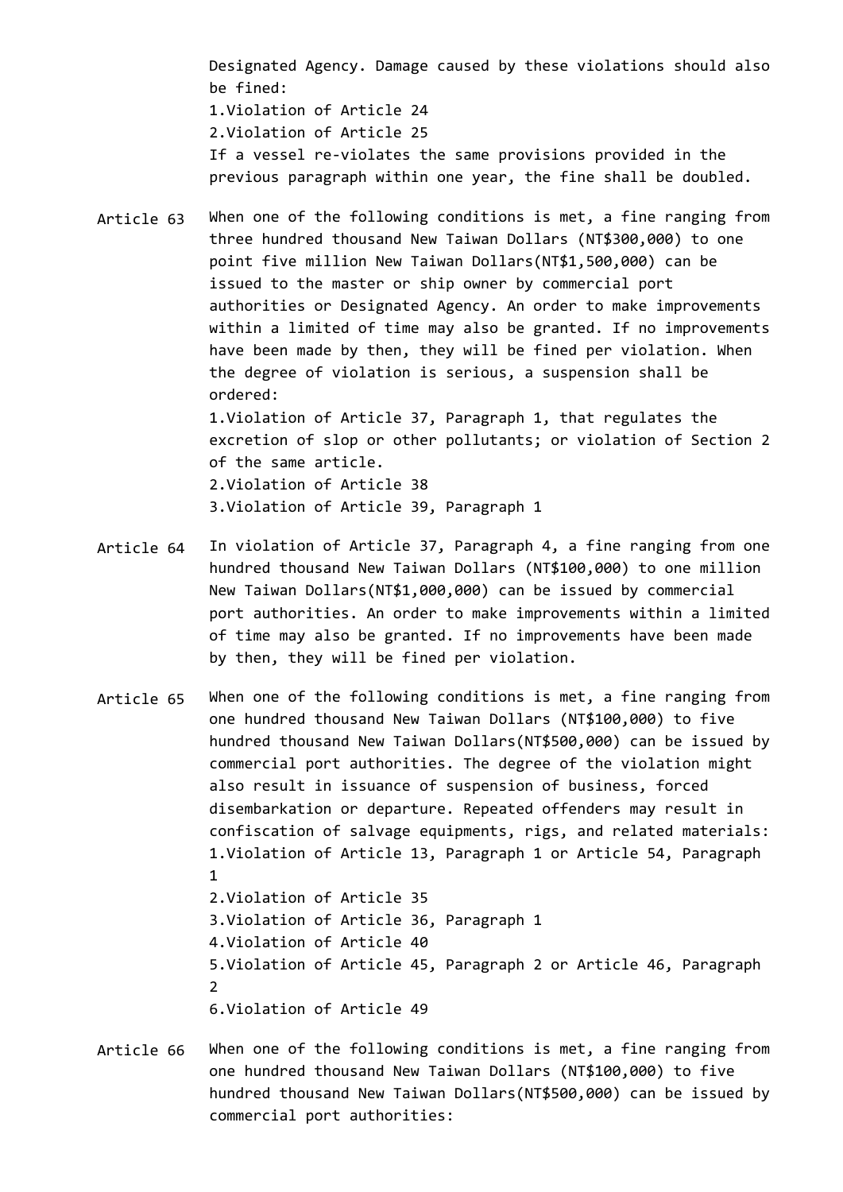Designated Agency. Damage caused by these violations should also be fined:

1.Violation of Article 24

2.Violation of Article 25

If a vessel re-violates the same provisions provided in the previous paragraph within one year, the fine shall be doubled.

**Article 63** When one of the following conditions is met, a fine ranging from three hundred thousand New Taiwan Dollars (NT$300,000) to one point five million New Taiwan Dollars(NT$1,500,000) can be issued to the master or ship owner by commercial port authorities or Designated Agency. An order to make improvements within a limited of time may also be granted. If no improvements have been made by then, they will be fined per violation. When the degree of violation is serious, a suspension shall be ordered:

1.Violation of Article 37, Paragraph 1, that regulates the excretion of slop or other pollutants; or violation of Section 2 of the same article.

2.Violation of Article 38

3.Violation of Article 39, Paragraph 1

**Article 64** In violation of Article 37, Paragraph 4, a fine ranging from one hundred thousand New Taiwan Dollars (NT$100,000) to one million New Taiwan Dollars(NT$1,000,000) can be issued by commercial port authorities. An order to make improvements within a limited of time may also be granted. If no improvements have been made by then, they will be fined per violation.

**Article 65** When one of the following conditions is met, a fine ranging from one hundred thousand New Taiwan Dollars (NT$100,000) to five hundred thousand New Taiwan Dollars(NT$500,000) can be issued by commercial port authorities. The degree of the violation might also result in issuance of suspension of business, forced disembarkation or departure. Repeated offenders may result in confiscation of salvage equipments, rigs, and related materials:

1.Violation of Article 13, Paragraph 1 or Article 54, Paragraph 1

2.Violation of Article 35

3.Violation of Article 36, Paragraph 1

4.Violation of Article 40

5.Violation of Article 45, Paragraph 2 or Article 46, Paragraph 2

6.Violation of Article 49

**Article 66** When one of the following conditions is met, a fine ranging from one hundred thousand New Taiwan Dollars (NT$100,000) to five hundred thousand New Taiwan Dollars(NT$500,000) can be issued by commercial port authorities: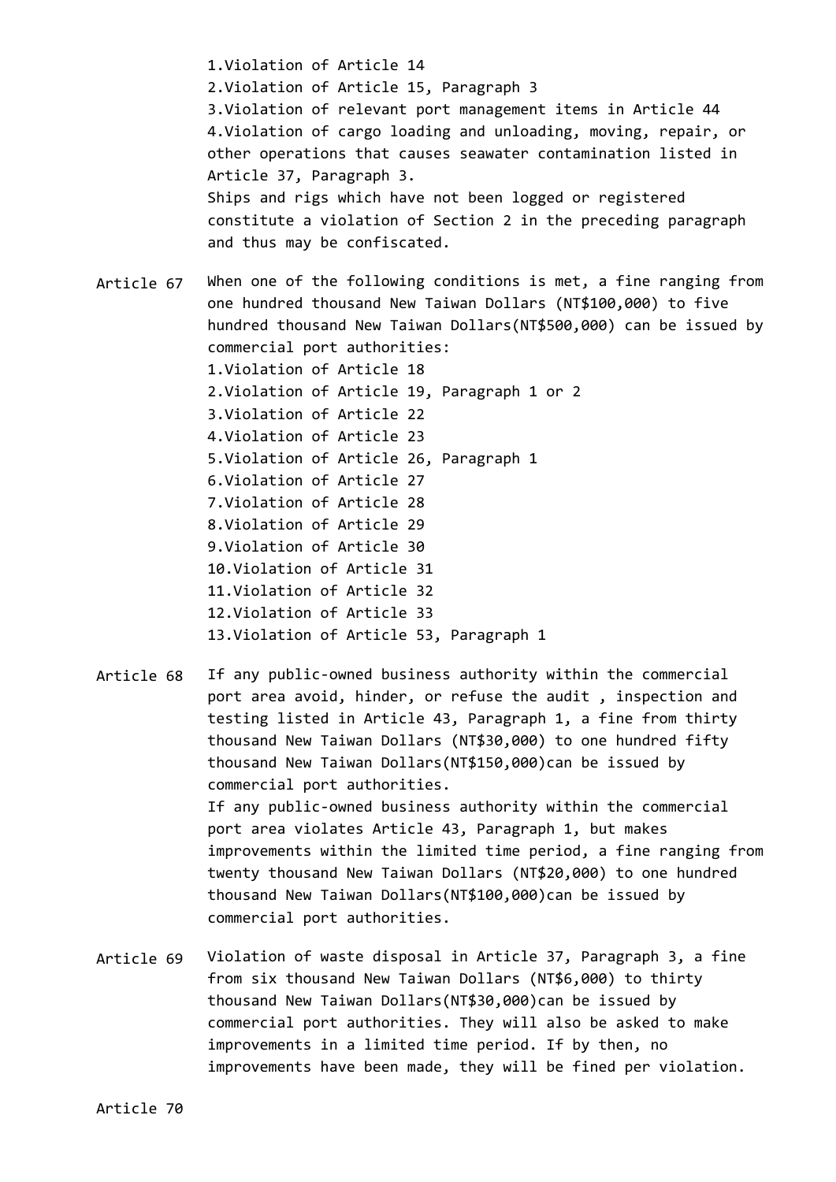1.Violation of Article 14
2.Violation of Article 15, Paragraph 3
3.Violation of relevant port management items in Article 44
4.Violation of cargo loading and unloading, moving, repair, or other operations that causes seawater contamination listed in Article 37, Paragraph 3.
Ships and rigs which have not been logged or registered constitute a violation of Section 2 in the preceding paragraph and thus may be confiscated.

Article 67 When one of the following conditions is met, a fine ranging from one hundred thousand New Taiwan Dollars (NT$100,000) to five hundred thousand New Taiwan Dollars(NT$500,000) can be issued by commercial port authorities:
1.Violation of Article 18
2.Violation of Article 19, Paragraph 1 or 2
3.Violation of Article 22
4.Violation of Article 23
5.Violation of Article 26, Paragraph 1
6.Violation of Article 27
7.Violation of Article 28
8.Violation of Article 29
9.Violation of Article 30
10.Violation of Article 31
11.Violation of Article 32
12.Violation of Article 33
13.Violation of Article 53, Paragraph 1

Article 68 If any public-owned business authority within the commercial port area avoid, hinder, or refuse the audit , inspection and testing listed in Article 43, Paragraph 1, a fine from thirty thousand New Taiwan Dollars (NT$30,000) to one hundred fifty thousand New Taiwan Dollars(NT$150,000)can be issued by commercial port authorities.
If any public-owned business authority within the commercial port area violates Article 43, Paragraph 1, but makes improvements within the limited time period, a fine ranging from twenty thousand New Taiwan Dollars (NT$20,000) to one hundred thousand New Taiwan Dollars(NT$100,000)can be issued by commercial port authorities.

Article 69 Violation of waste disposal in Article 37, Paragraph 3, a fine from six thousand New Taiwan Dollars (NT$6,000) to thirty thousand New Taiwan Dollars(NT$30,000)can be issued by commercial port authorities. They will also be asked to make improvements in a limited time period. If by then, no improvements have been made, they will be fined per violation.

Article 70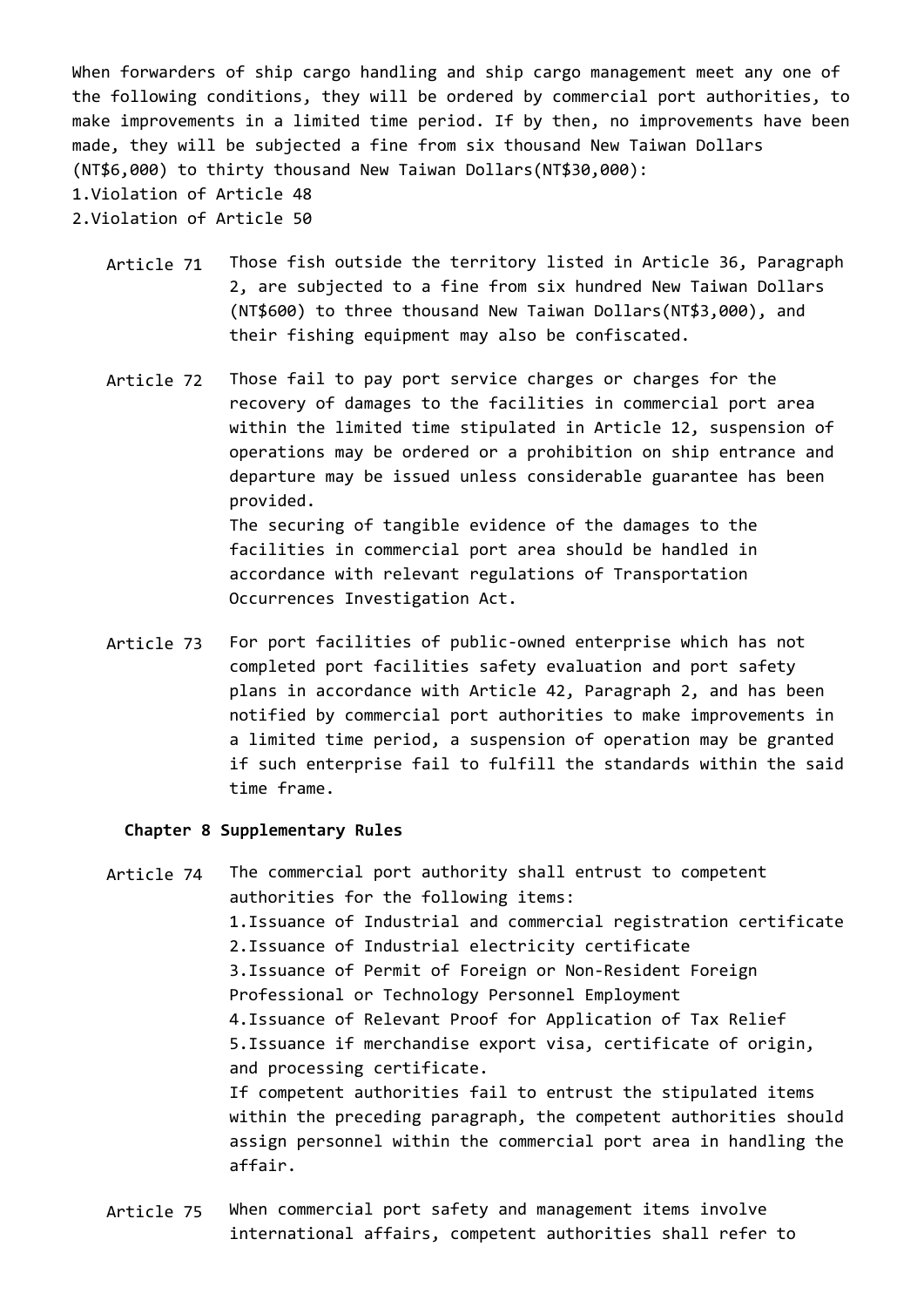When forwarders of ship cargo handling and ship cargo management meet any one of the following conditions, they will be ordered by commercial port authorities, to make improvements in a limited time period. If by then, no improvements have been made, they will be subjected a fine from six thousand New Taiwan Dollars (NT$6,000) to thirty thousand New Taiwan Dollars(NT$30,000):
1.Violation of Article 48
2.Violation of Article 50

Article 71 Those fish outside the territory listed in Article 36, Paragraph 2, are subjected to a fine from six hundred New Taiwan Dollars (NT$600) to three thousand New Taiwan Dollars(NT$3,000), and their fishing equipment may also be confiscated.

Article 72 Those fail to pay port service charges or charges for the recovery of damages to the facilities in commercial port area within the limited time stipulated in Article 12, suspension of operations may be ordered or a prohibition on ship entrance and departure may be issued unless considerable guarantee has been provided.
The securing of tangible evidence of the damages to the facilities in commercial port area should be handled in accordance with relevant regulations of Transportation Occurrences Investigation Act.

Article 73 For port facilities of public-owned enterprise which has not completed port facilities safety evaluation and port safety plans in accordance with Article 42, Paragraph 2, and has been notified by commercial port authorities to make improvements in a limited time period, a suspension of operation may be granted if such enterprise fail to fulfill the standards within the said time frame.

**Chapter 8 Supplementary Rules**

Article 74 The commercial port authority shall entrust to competent authorities for the following items:
1.Issuance of Industrial and commercial registration certificate
2.Issuance of Industrial electricity certificate
3.Issuance of Permit of Foreign or Non-Resident Foreign Professional or Technology Personnel Employment
4.Issuance of Relevant Proof for Application of Tax Relief
5.Issuance if merchandise export visa, certificate of origin, and processing certificate.
If competent authorities fail to entrust the stipulated items within the preceding paragraph, the competent authorities should assign personnel within the commercial port area in handling the affair.

Article 75 When commercial port safety and management items involve international affairs, competent authorities shall refer to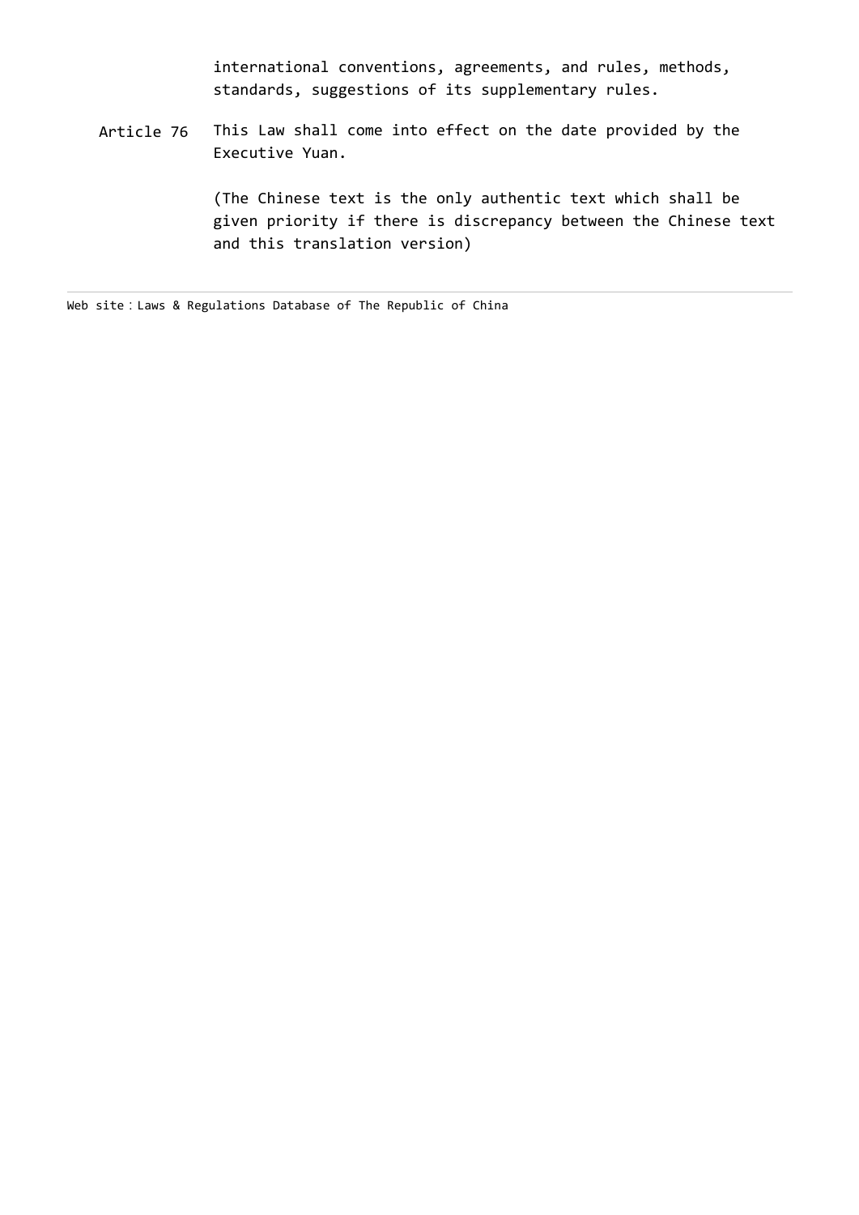international conventions, agreements, and rules, methods, standards, suggestions of its supplementary rules.

Article 76 This Law shall come into effect on the date provided by the Executive Yuan.

(The Chinese text is the only authentic text which shall be given priority if there is discrepancy between the Chinese text and this translation version)